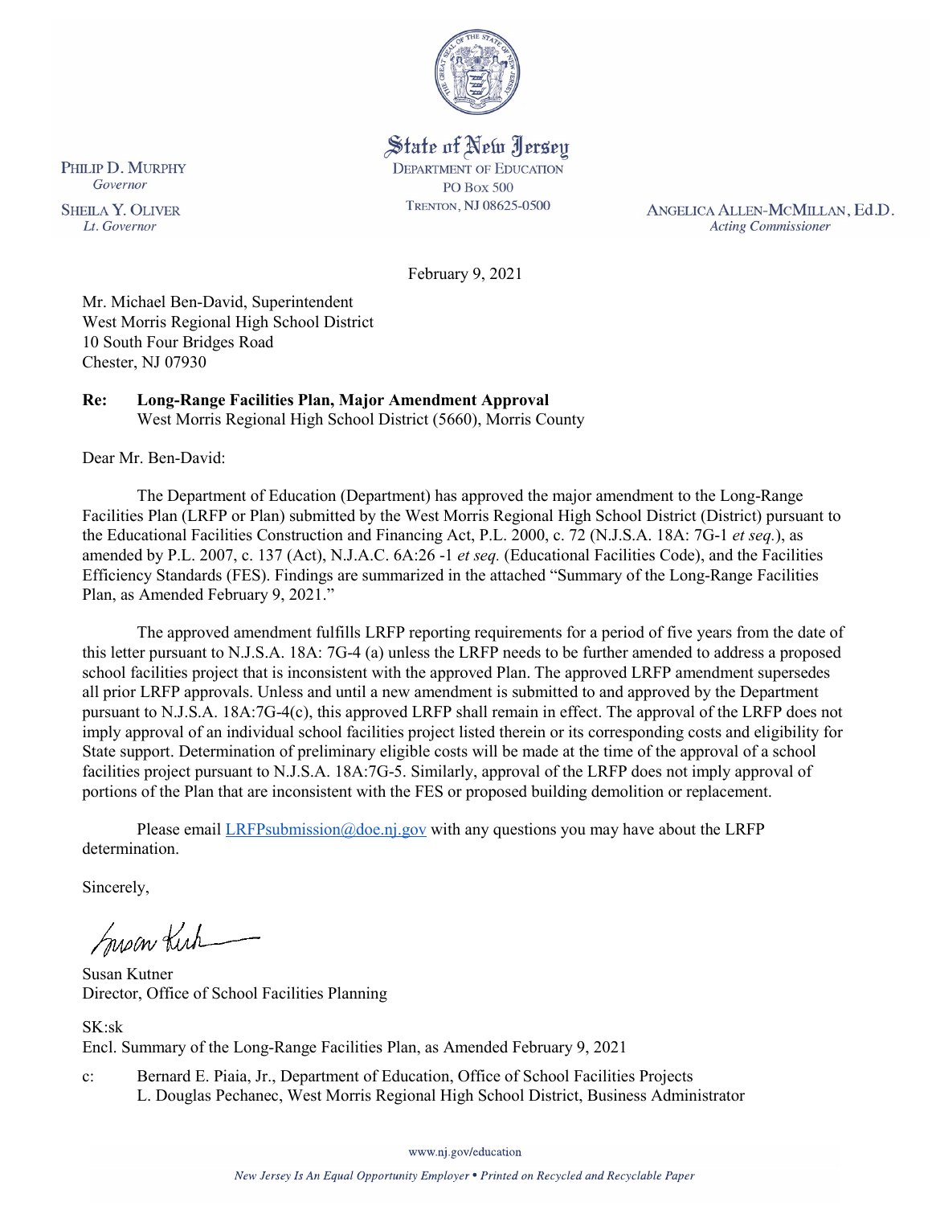State of New Jersey
DEPARTMENT OF EDUCATION
PO Box 500
TRENTON, NJ 08625-0500

PHILIP D. MURPHY
*Governor*

SHEILA Y. OLIVER
*Lt. Governor*

ANGELICA ALLEN-MCMILLAN, Ed.D.
*Acting Commissioner*

February 9, 2021

Mr. Michael Ben-David, Superintendent
West Morris Regional High School District
10 South Four Bridges Road
Chester, NJ 07930

**Re: Long-Range Facilities Plan, Major Amendment Approval**
West Morris Regional High School District (5660), Morris County

Dear Mr. Ben-David:

The Department of Education (Department) has approved the major amendment to the Long-Range Facilities Plan (LRFP or Plan) submitted by the West Morris Regional High School District (District) pursuant to the Educational Facilities Construction and Financing Act, P.L. 2000, c. 72 (N.J.S.A. 18A: 7G-1 *et seq.*), as amended by P.L. 2007, c. 137 (Act), N.J.A.C. 6A:26 -1 *et seq.* (Educational Facilities Code), and the Facilities Efficiency Standards (FES). Findings are summarized in the attached "Summary of the Long-Range Facilities Plan, as Amended February 9, 2021."

The approved amendment fulfills LRFP reporting requirements for a period of five years from the date of this letter pursuant to N.J.S.A. 18A: 7G-4 (a) unless the LRFP needs to be further amended to address a proposed school facilities project that is inconsistent with the approved Plan. The approved LRFP amendment supersedes all prior LRFP approvals. Unless and until a new amendment is submitted to and approved by the Department pursuant to N.J.S.A. 18A:7G-4(c), this approved LRFP shall remain in effect. The approval of the LRFP does not imply approval of an individual school facilities project listed therein or its corresponding costs and eligibility for State support. Determination of preliminary eligible costs will be made at the time of the approval of a school facilities project pursuant to N.J.S.A. 18A:7G-5. Similarly, approval of the LRFP does not imply approval of portions of the Plan that are inconsistent with the FES or proposed building demolition or replacement.

Please email LRFPsubmission@doe.nj.gov with any questions you may have about the LRFP determination.

Sincerely,

Susan Kutner
Director, Office of School Facilities Planning

SK:sk
Encl. Summary of the Long-Range Facilities Plan, as Amended February 9, 2021

c: Bernard E. Piaia, Jr., Department of Education, Office of School Facilities Projects
L. Douglas Pechanec, West Morris Regional High School District, Business Administrator

www.nj.gov/education

*New Jersey Is An Equal Opportunity Employer • Printed on Recycled and Recyclable Paper*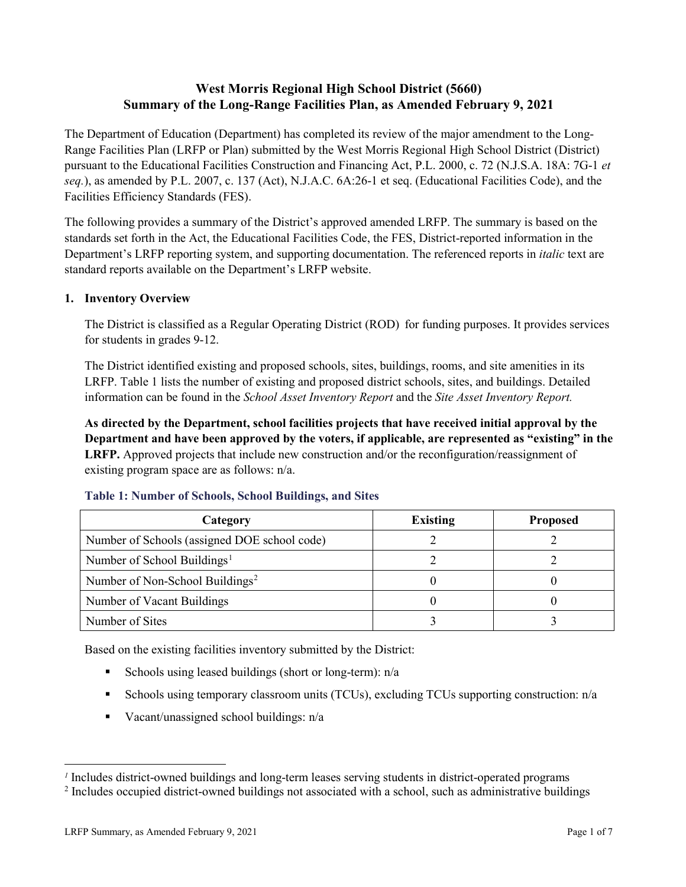# West Morris Regional High School District (5660)
# Summary of the Long-Range Facilities Plan, as Amended February 9, 2021

The Department of Education (Department) has completed its review of the major amendment to the Long-Range Facilities Plan (LRFP or Plan) submitted by the West Morris Regional High School District (District) pursuant to the Educational Facilities Construction and Financing Act, P.L. 2000, c. 72 (N.J.S.A. 18A: 7G-1 *et seq.*), as amended by P.L. 2007, c. 137 (Act), N.J.A.C. 6A:26-1 et seq. (Educational Facilities Code), and the Facilities Efficiency Standards (FES).

The following provides a summary of the District's approved amended LRFP. The summary is based on the standards set forth in the Act, the Educational Facilities Code, the FES, District-reported information in the Department's LRFP reporting system, and supporting documentation. The referenced reports in *italic* text are standard reports available on the Department's LRFP website.

## 1. Inventory Overview

The District is classified as a Regular Operating District (ROD) for funding purposes. It provides services for students in grades 9-12.

The District identified existing and proposed schools, sites, buildings, rooms, and site amenities in its LRFP. Table 1 lists the number of existing and proposed district schools, sites, and buildings. Detailed information can be found in the *School Asset Inventory Report* and the *Site Asset Inventory Report.*

**As directed by the Department, school facilities projects that have received initial approval by the Department and have been approved by the voters, if applicable, are represented as "existing" in the LRFP.** Approved projects that include new construction and/or the reconfiguration/reassignment of existing program space are as follows: n/a.

### Table 1: Number of Schools, School Buildings, and Sites

| Category | Existing | Proposed |
|---|---|---|
| Number of Schools (assigned DOE school code) | 2 | 2 |
| Number of School Buildings[1] | 2 | 2 |
| Number of Non-School Buildings[2] | 0 | 0 |
| Number of Vacant Buildings | 0 | 0 |
| Number of Sites | 3 | 3 |

Based on the existing facilities inventory submitted by the District:

- Schools using leased buildings (short or long-term): n/a
- Schools using temporary classroom units (TCUs), excluding TCUs supporting construction: n/a
- Vacant/unassigned school buildings: n/a

[1] Includes district-owned buildings and long-term leases serving students in district-operated programs

[2] Includes occupied district-owned buildings not associated with a school, such as administrative buildings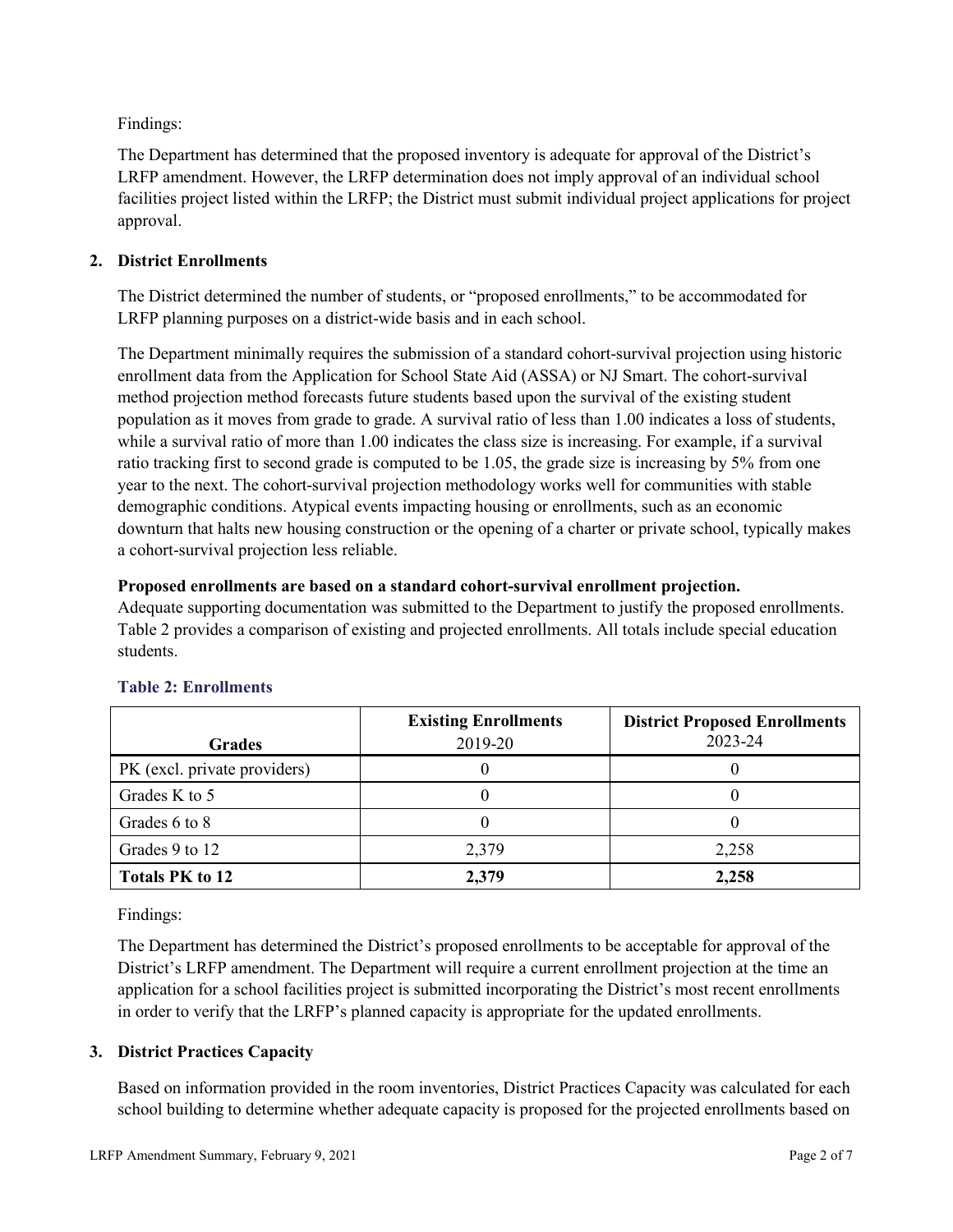Findings:

The Department has determined that the proposed inventory is adequate for approval of the District's LRFP amendment. However, the LRFP determination does not imply approval of an individual school facilities project listed within the LRFP; the District must submit individual project applications for project approval.

## 2. District Enrollments

The District determined the number of students, or "proposed enrollments," to be accommodated for LRFP planning purposes on a district-wide basis and in each school.

The Department minimally requires the submission of a standard cohort-survival projection using historic enrollment data from the Application for School State Aid (ASSA) or NJ Smart. The cohort-survival method projection method forecasts future students based upon the survival of the existing student population as it moves from grade to grade. A survival ratio of less than 1.00 indicates a loss of students, while a survival ratio of more than 1.00 indicates the class size is increasing. For example, if a survival ratio tracking first to second grade is computed to be 1.05, the grade size is increasing by 5% from one year to the next. The cohort-survival projection methodology works well for communities with stable demographic conditions. Atypical events impacting housing or enrollments, such as an economic downturn that halts new housing construction or the opening of a charter or private school, typically makes a cohort-survival projection less reliable.

**Proposed enrollments are based on a standard cohort-survival enrollment projection.**
Adequate supporting documentation was submitted to the Department to justify the proposed enrollments. Table 2 provides a comparison of existing and projected enrollments. All totals include special education students.

### Table 2: Enrollments

| Grades | Existing Enrollments 2019-20 | District Proposed Enrollments 2023-24 |
|---|---|---|
| PK (excl. private providers) | 0 | 0 |
| Grades K to 5 | 0 | 0 |
| Grades 6 to 8 | 0 | 0 |
| Grades 9 to 12 | 2,379 | 2,258 |
| **Totals PK to 12** | **2,379** | **2,258** |

Findings:

The Department has determined the District's proposed enrollments to be acceptable for approval of the District's LRFP amendment. The Department will require a current enrollment projection at the time an application for a school facilities project is submitted incorporating the District's most recent enrollments in order to verify that the LRFP's planned capacity is appropriate for the updated enrollments.

## 3. District Practices Capacity

Based on information provided in the room inventories, District Practices Capacity was calculated for each school building to determine whether adequate capacity is proposed for the projected enrollments based on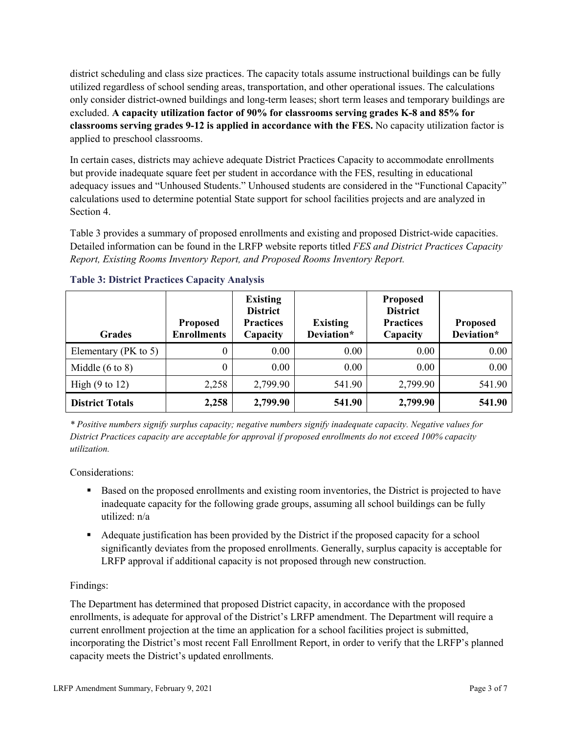district scheduling and class size practices. The capacity totals assume instructional buildings can be fully utilized regardless of school sending areas, transportation, and other operational issues. The calculations only consider district-owned buildings and long-term leases; short term leases and temporary buildings are excluded. **A capacity utilization factor of 90% for classrooms serving grades K-8 and 85% for classrooms serving grades 9-12 is applied in accordance with the FES.** No capacity utilization factor is applied to preschool classrooms.

In certain cases, districts may achieve adequate District Practices Capacity to accommodate enrollments but provide inadequate square feet per student in accordance with the FES, resulting in educational adequacy issues and "Unhoused Students." Unhoused students are considered in the "Functional Capacity" calculations used to determine potential State support for school facilities projects and are analyzed in Section 4.

Table 3 provides a summary of proposed enrollments and existing and proposed District-wide capacities. Detailed information can be found in the LRFP website reports titled *FES and District Practices Capacity Report, Existing Rooms Inventory Report, and Proposed Rooms Inventory Report.*

### Table 3: District Practices Capacity Analysis

| Grades | Proposed Enrollments | Existing District Practices Capacity | Existing Deviation* | Proposed District Practices Capacity | Proposed Deviation* |
|---|---|---|---|---|---|
| Elementary (PK to 5) | 0 | 0.00 | 0.00 | 0.00 | 0.00 |
| Middle (6 to 8) | 0 | 0.00 | 0.00 | 0.00 | 0.00 |
| High (9 to 12) | 2,258 | 2,799.90 | 541.90 | 2,799.90 | 541.90 |
| **District Totals** | **2,258** | **2,799.90** | **541.90** | **2,799.90** | **541.90** |

*\* Positive numbers signify surplus capacity; negative numbers signify inadequate capacity. Negative values for District Practices capacity are acceptable for approval if proposed enrollments do not exceed 100% capacity utilization.*

Considerations:

- Based on the proposed enrollments and existing room inventories, the District is projected to have inadequate capacity for the following grade groups, assuming all school buildings can be fully utilized: n/a
- Adequate justification has been provided by the District if the proposed capacity for a school significantly deviates from the proposed enrollments. Generally, surplus capacity is acceptable for LRFP approval if additional capacity is not proposed through new construction.

Findings:

The Department has determined that proposed District capacity, in accordance with the proposed enrollments, is adequate for approval of the District's LRFP amendment. The Department will require a current enrollment projection at the time an application for a school facilities project is submitted, incorporating the District's most recent Fall Enrollment Report, in order to verify that the LRFP's planned capacity meets the District's updated enrollments.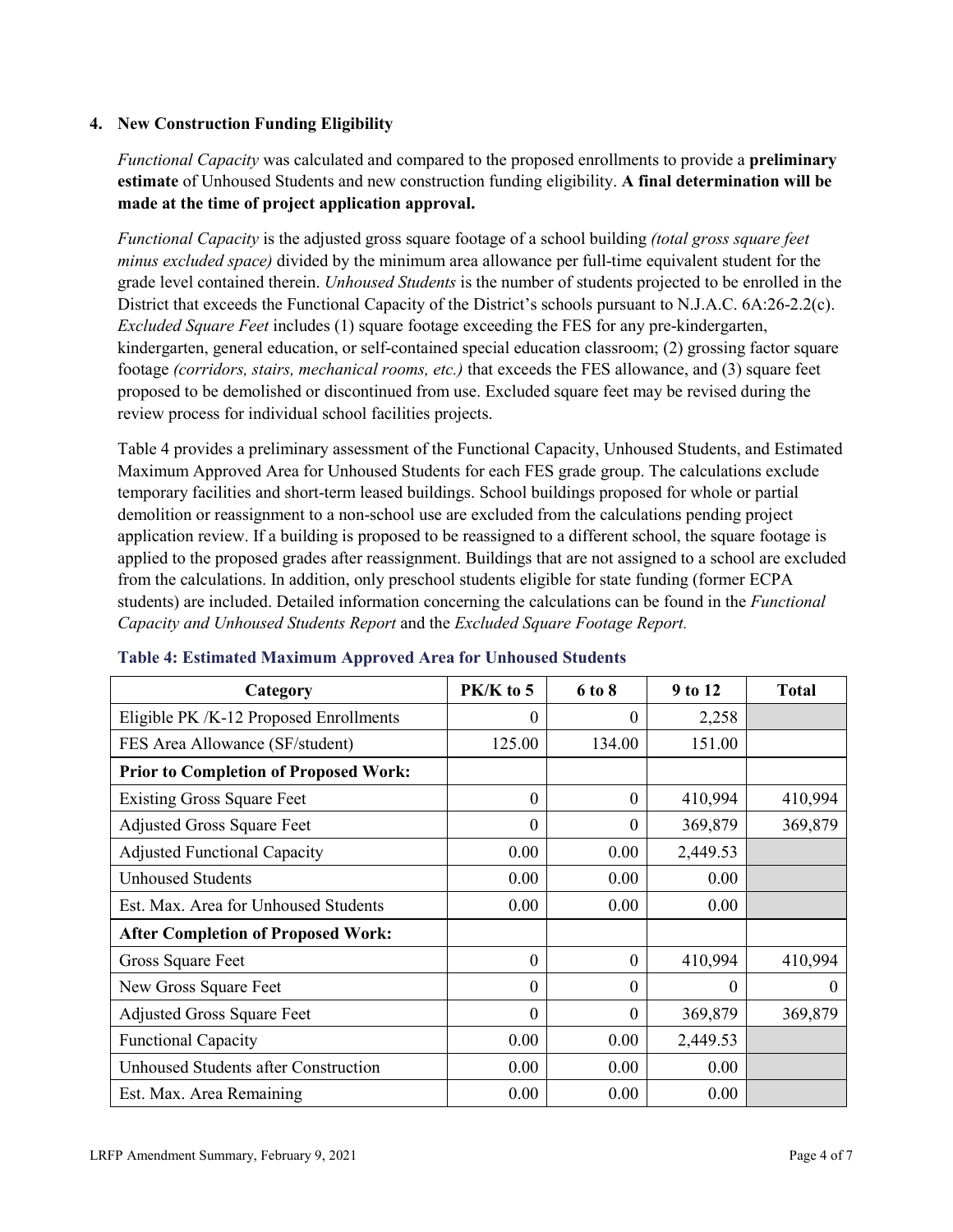## 4. New Construction Funding Eligibility

*Functional Capacity* was calculated and compared to the proposed enrollments to provide a **preliminary estimate** of Unhoused Students and new construction funding eligibility. **A final determination will be made at the time of project application approval.**

*Functional Capacity* is the adjusted gross square footage of a school building *(total gross square feet minus excluded space)* divided by the minimum area allowance per full-time equivalent student for the grade level contained therein. *Unhoused Students* is the number of students projected to be enrolled in the District that exceeds the Functional Capacity of the District's schools pursuant to N.J.A.C. 6A:26-2.2(c). *Excluded Square Feet* includes (1) square footage exceeding the FES for any pre-kindergarten, kindergarten, general education, or self-contained special education classroom; (2) grossing factor square footage *(corridors, stairs, mechanical rooms, etc.)* that exceeds the FES allowance, and (3) square feet proposed to be demolished or discontinued from use. Excluded square feet may be revised during the review process for individual school facilities projects.

Table 4 provides a preliminary assessment of the Functional Capacity, Unhoused Students, and Estimated Maximum Approved Area for Unhoused Students for each FES grade group. The calculations exclude temporary facilities and short-term leased buildings. School buildings proposed for whole or partial demolition or reassignment to a non-school use are excluded from the calculations pending project application review. If a building is proposed to be reassigned to a different school, the square footage is applied to the proposed grades after reassignment. Buildings that are not assigned to a school are excluded from the calculations. In addition, only preschool students eligible for state funding (former ECPA students) are included. Detailed information concerning the calculations can be found in the *Functional Capacity and Unhoused Students Report* and the *Excluded Square Footage Report.*

**Table 4: Estimated Maximum Approved Area for Unhoused Students**

| Category | PK/K to 5 | 6 to 8 | 9 to 12 | Total |
|---|---|---|---|---|
| Eligible PK /K-12 Proposed Enrollments | 0 | 0 | 2,258 | |
| FES Area Allowance (SF/student) | 125.00 | 134.00 | 151.00 | |
| **Prior to Completion of Proposed Work:** | | | | |
| Existing Gross Square Feet | 0 | 0 | 410,994 | 410,994 |
| Adjusted Gross Square Feet | 0 | 0 | 369,879 | 369,879 |
| Adjusted Functional Capacity | 0.00 | 0.00 | 2,449.53 | |
| Unhoused Students | 0.00 | 0.00 | 0.00 | |
| Est. Max. Area for Unhoused Students | 0.00 | 0.00 | 0.00 | |
| **After Completion of Proposed Work:** | | | | |
| Gross Square Feet | 0 | 0 | 410,994 | 410,994 |
| New Gross Square Feet | 0 | 0 | 0 | 0 |
| Adjusted Gross Square Feet | 0 | 0 | 369,879 | 369,879 |
| Functional Capacity | 0.00 | 0.00 | 2,449.53 | |
| Unhoused Students after Construction | 0.00 | 0.00 | 0.00 | |
| Est. Max. Area Remaining | 0.00 | 0.00 | 0.00 | |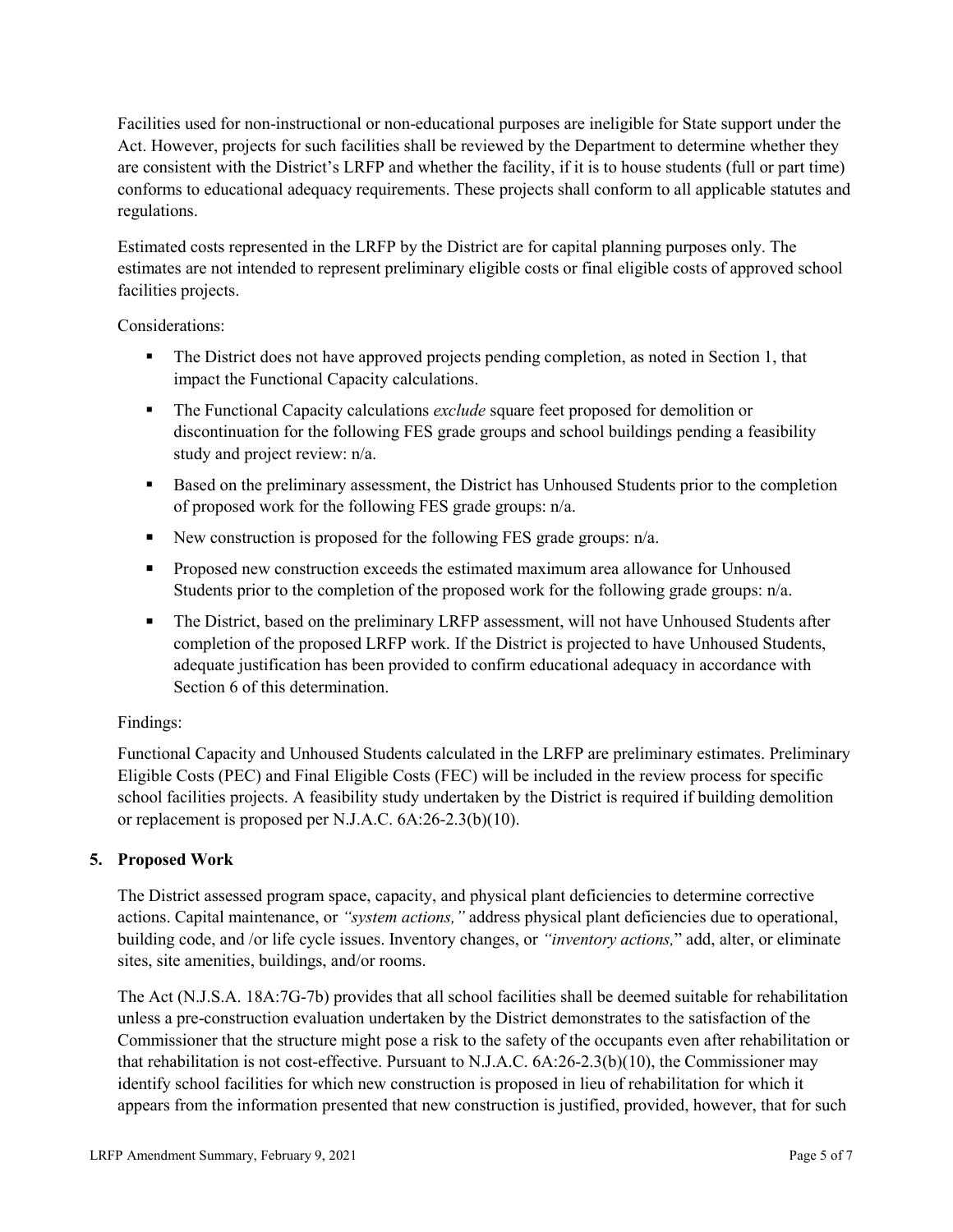Facilities used for non-instructional or non-educational purposes are ineligible for State support under the Act. However, projects for such facilities shall be reviewed by the Department to determine whether they are consistent with the District's LRFP and whether the facility, if it is to house students (full or part time) conforms to educational adequacy requirements. These projects shall conform to all applicable statutes and regulations.

Estimated costs represented in the LRFP by the District are for capital planning purposes only. The estimates are not intended to represent preliminary eligible costs or final eligible costs of approved school facilities projects.

Considerations:

- The District does not have approved projects pending completion, as noted in Section 1, that impact the Functional Capacity calculations.
- The Functional Capacity calculations *exclude* square feet proposed for demolition or discontinuation for the following FES grade groups and school buildings pending a feasibility study and project review: n/a.
- Based on the preliminary assessment, the District has Unhoused Students prior to the completion of proposed work for the following FES grade groups: n/a.
- New construction is proposed for the following FES grade groups: n/a.
- Proposed new construction exceeds the estimated maximum area allowance for Unhoused Students prior to the completion of the proposed work for the following grade groups: n/a.
- The District, based on the preliminary LRFP assessment, will not have Unhoused Students after completion of the proposed LRFP work. If the District is projected to have Unhoused Students, adequate justification has been provided to confirm educational adequacy in accordance with Section 6 of this determination.

Findings:

Functional Capacity and Unhoused Students calculated in the LRFP are preliminary estimates. Preliminary Eligible Costs (PEC) and Final Eligible Costs (FEC) will be included in the review process for specific school facilities projects. A feasibility study undertaken by the District is required if building demolition or replacement is proposed per N.J.A.C. 6A:26-2.3(b)(10).

## 5. Proposed Work

The District assessed program space, capacity, and physical plant deficiencies to determine corrective actions. Capital maintenance, or *"system actions,"* address physical plant deficiencies due to operational, building code, and /or life cycle issues. Inventory changes, or *"inventory actions,"* add, alter, or eliminate sites, site amenities, buildings, and/or rooms.

The Act (N.J.S.A. 18A:7G-7b) provides that all school facilities shall be deemed suitable for rehabilitation unless a pre-construction evaluation undertaken by the District demonstrates to the satisfaction of the Commissioner that the structure might pose a risk to the safety of the occupants even after rehabilitation or that rehabilitation is not cost-effective. Pursuant to N.J.A.C. 6A:26-2.3(b)(10), the Commissioner may identify school facilities for which new construction is proposed in lieu of rehabilitation for which it appears from the information presented that new construction is justified, provided, however, that for such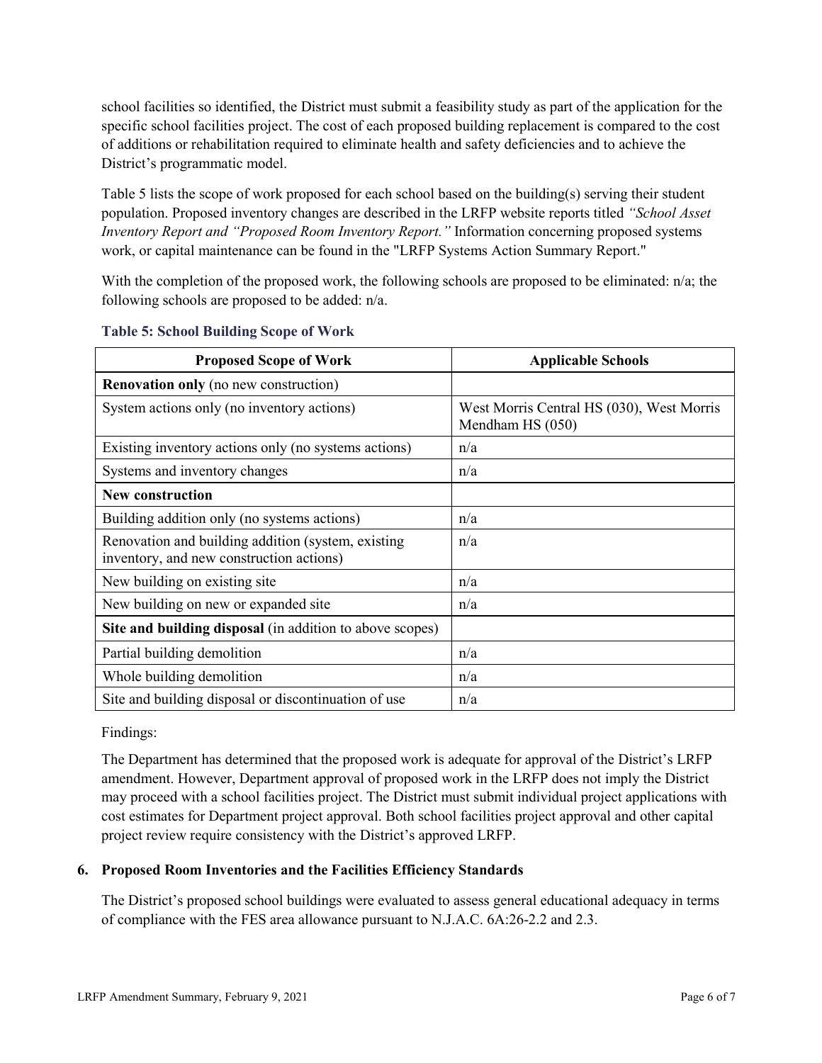school facilities so identified, the District must submit a feasibility study as part of the application for the specific school facilities project. The cost of each proposed building replacement is compared to the cost of additions or rehabilitation required to eliminate health and safety deficiencies and to achieve the District's programmatic model.

Table 5 lists the scope of work proposed for each school based on the building(s) serving their student population. Proposed inventory changes are described in the LRFP website reports titled *"School Asset Inventory Report and "Proposed Room Inventory Report."* Information concerning proposed systems work, or capital maintenance can be found in the "LRFP Systems Action Summary Report."

With the completion of the proposed work, the following schools are proposed to be eliminated: n/a; the following schools are proposed to be added: n/a.

**Table 5: School Building Scope of Work**

| Proposed Scope of Work | Applicable Schools |
|---|---|
| **Renovation only** (no new construction) | |
| System actions only (no inventory actions) | West Morris Central HS (030), West Morris Mendham HS (050) |
| Existing inventory actions only (no systems actions) | n/a |
| Systems and inventory changes | n/a |
| **New construction** | |
| Building addition only (no systems actions) | n/a |
| Renovation and building addition (system, existing inventory, and new construction actions) | n/a |
| New building on existing site | n/a |
| New building on new or expanded site | n/a |
| **Site and building disposal** (in addition to above scopes) | |
| Partial building demolition | n/a |
| Whole building demolition | n/a |
| Site and building disposal or discontinuation of use | n/a |

Findings:

The Department has determined that the proposed work is adequate for approval of the District's LRFP amendment. However, Department approval of proposed work in the LRFP does not imply the District may proceed with a school facilities project. The District must submit individual project applications with cost estimates for Department project approval. Both school facilities project approval and other capital project review require consistency with the District's approved LRFP.

### 6. Proposed Room Inventories and the Facilities Efficiency Standards

The District's proposed school buildings were evaluated to assess general educational adequacy in terms of compliance with the FES area allowance pursuant to N.J.A.C. 6A:26-2.2 and 2.3.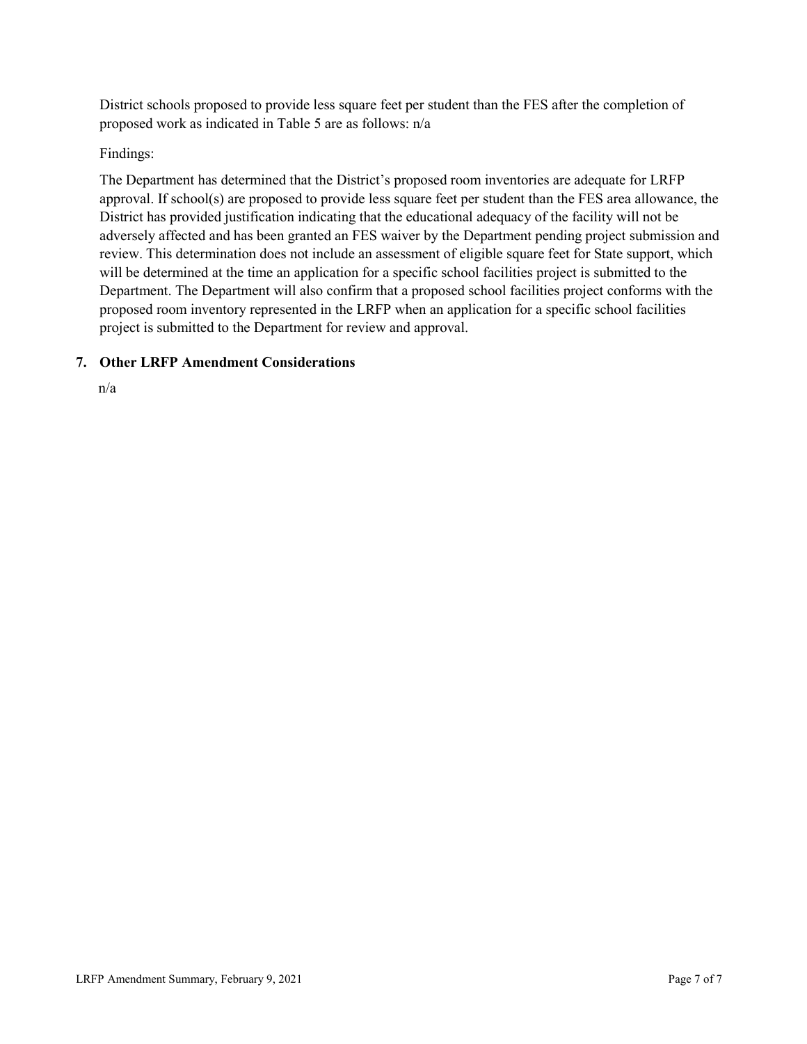District schools proposed to provide less square feet per student than the FES after the completion of proposed work as indicated in Table 5 are as follows: n/a

Findings:

The Department has determined that the District's proposed room inventories are adequate for LRFP approval. If school(s) are proposed to provide less square feet per student than the FES area allowance, the District has provided justification indicating that the educational adequacy of the facility will not be adversely affected and has been granted an FES waiver by the Department pending project submission and review. This determination does not include an assessment of eligible square feet for State support, which will be determined at the time an application for a specific school facilities project is submitted to the Department. The Department will also confirm that a proposed school facilities project conforms with the proposed room inventory represented in the LRFP when an application for a specific school facilities project is submitted to the Department for review and approval.

## 7. Other LRFP Amendment Considerations

n/a